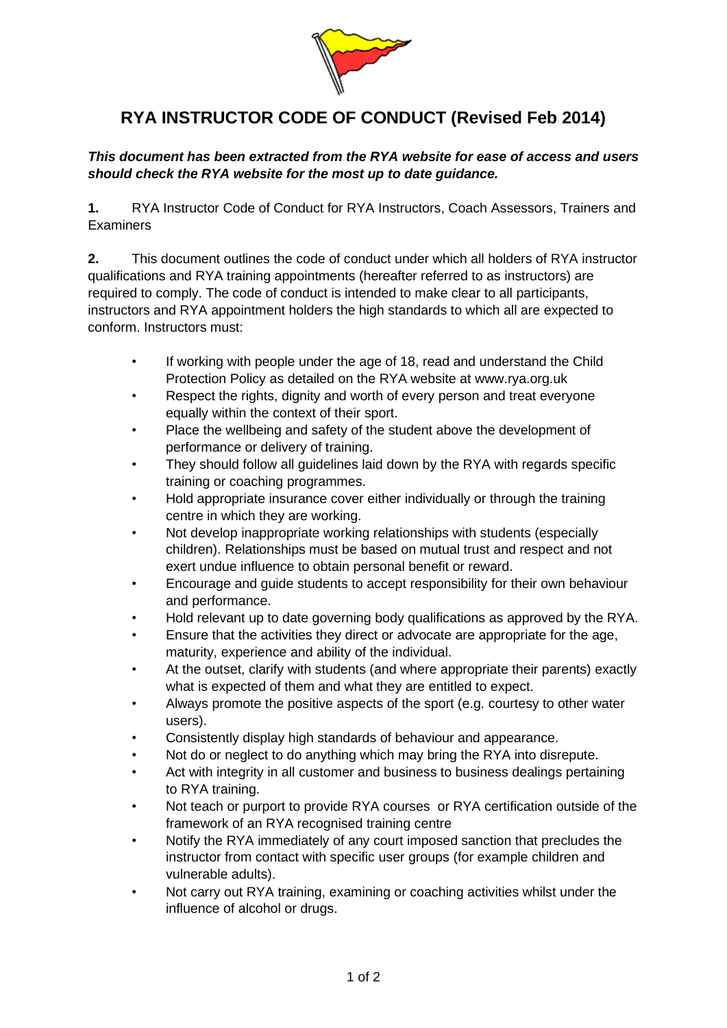# RYA INSTRUCTOR CODE OF CONDUCT (Revised Feb 2014)

***This document has been extracted from the RYA website for ease of access and users should check the RYA website for the most up to date guidance.***

**1.** RYA Instructor Code of Conduct for RYA Instructors, Coach Assessors, Trainers and Examiners

**2.** This document outlines the code of conduct under which all holders of RYA instructor qualifications and RYA training appointments (hereafter referred to as instructors) are required to comply. The code of conduct is intended to make clear to all participants, instructors and RYA appointment holders the high standards to which all are expected to conform. Instructors must:

- If working with people under the age of 18, read and understand the Child Protection Policy as detailed on the RYA website at www.rya.org.uk
- Respect the rights, dignity and worth of every person and treat everyone equally within the context of their sport.
- Place the wellbeing and safety of the student above the development of performance or delivery of training.
- They should follow all guidelines laid down by the RYA with regards specific training or coaching programmes.
- Hold appropriate insurance cover either individually or through the training centre in which they are working.
- Not develop inappropriate working relationships with students (especially children). Relationships must be based on mutual trust and respect and not exert undue influence to obtain personal benefit or reward.
- Encourage and guide students to accept responsibility for their own behaviour and performance.
- Hold relevant up to date governing body qualifications as approved by the RYA.
- Ensure that the activities they direct or advocate are appropriate for the age, maturity, experience and ability of the individual.
- At the outset, clarify with students (and where appropriate their parents) exactly what is expected of them and what they are entitled to expect.
- Always promote the positive aspects of the sport (e.g. courtesy to other water users).
- Consistently display high standards of behaviour and appearance.
- Not do or neglect to do anything which may bring the RYA into disrepute.
- Act with integrity in all customer and business to business dealings pertaining to RYA training.
- Not teach or purport to provide RYA courses or RYA certification outside of the framework of an RYA recognised training centre
- Notify the RYA immediately of any court imposed sanction that precludes the instructor from contact with specific user groups (for example children and vulnerable adults).
- Not carry out RYA training, examining or coaching activities whilst under the influence of alcohol or drugs.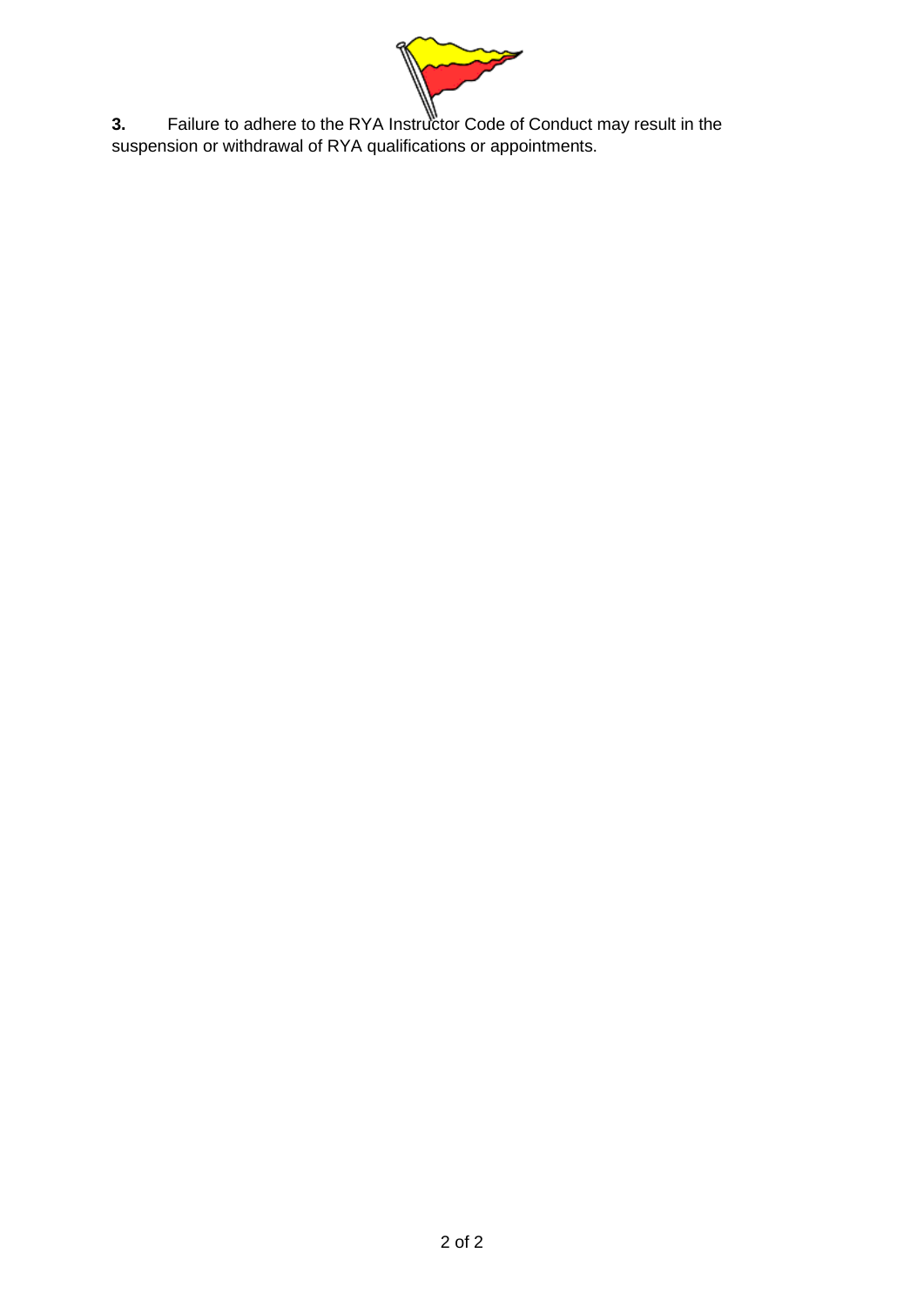**3.** Failure to adhere to the RYA Instructor Code of Conduct may result in the suspension or withdrawal of RYA qualifications or appointments.